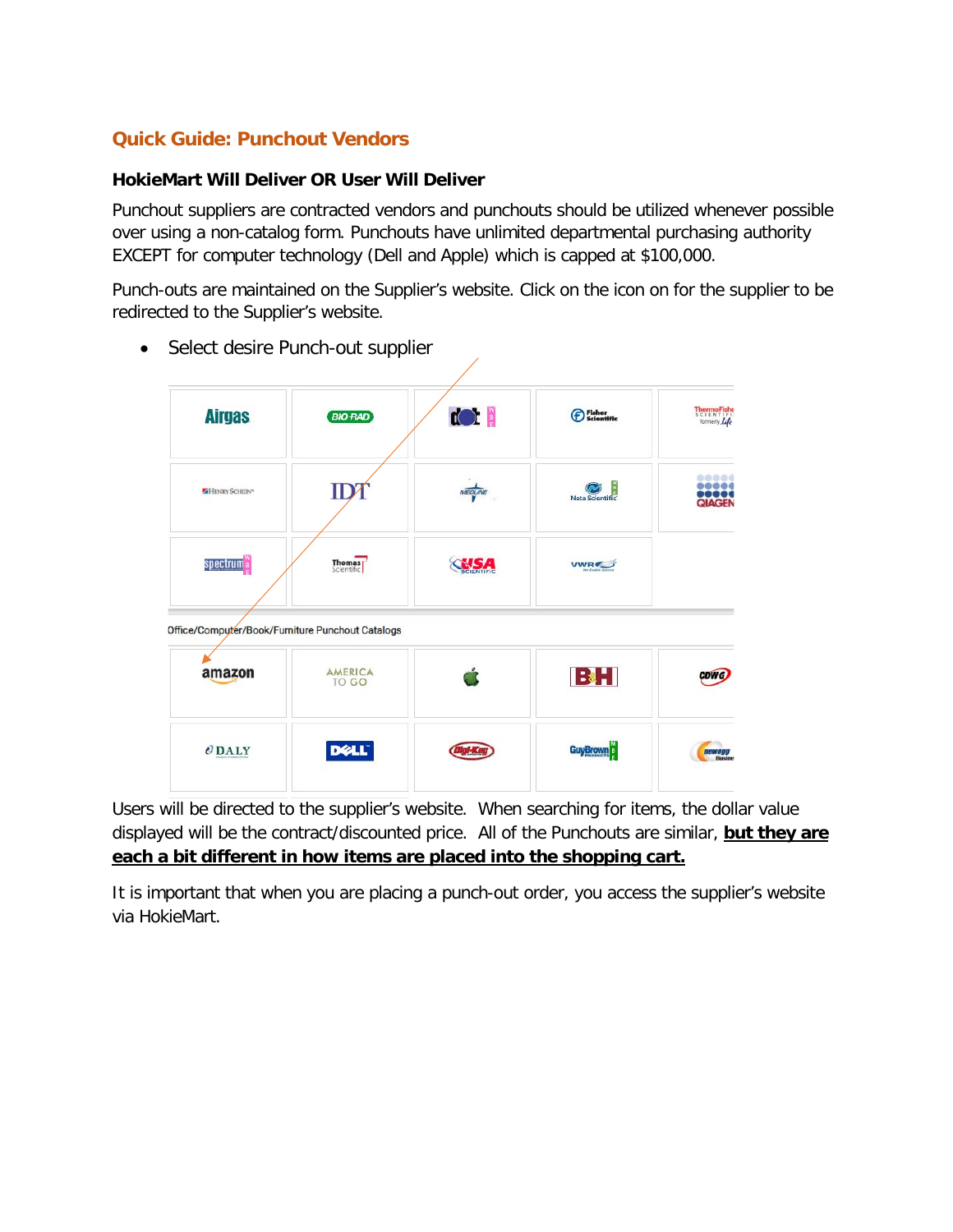## Quick Guide: Punchout Vendors

### HokieMart Will Deliver OR User Will Deliver

Punchout suppliers are contracted vendors and punchouts should be utilized whenever possible over using a non-catalog form. Punchouts have unlimited departmental purchasing authority EXCEPT for computer technology (Dell and Apple) which is capped at $100,000.

Punch-outs are maintained on the Supplier's website. Click on the icon on for the supplier to be redirected to the Supplier's website.

- Select desire Punch-out supplier

Office/Computer/Book/Furniture Punchout Catalogs

Users will be directed to the supplier's website. When searching for items, the dollar value displayed will be the contract/discounted price. All of the Punchouts are similar, **but they are each a bit different in how items are placed into the shopping cart.**

It is important that when you are placing a punch-out order, you access the supplier's website via HokieMart.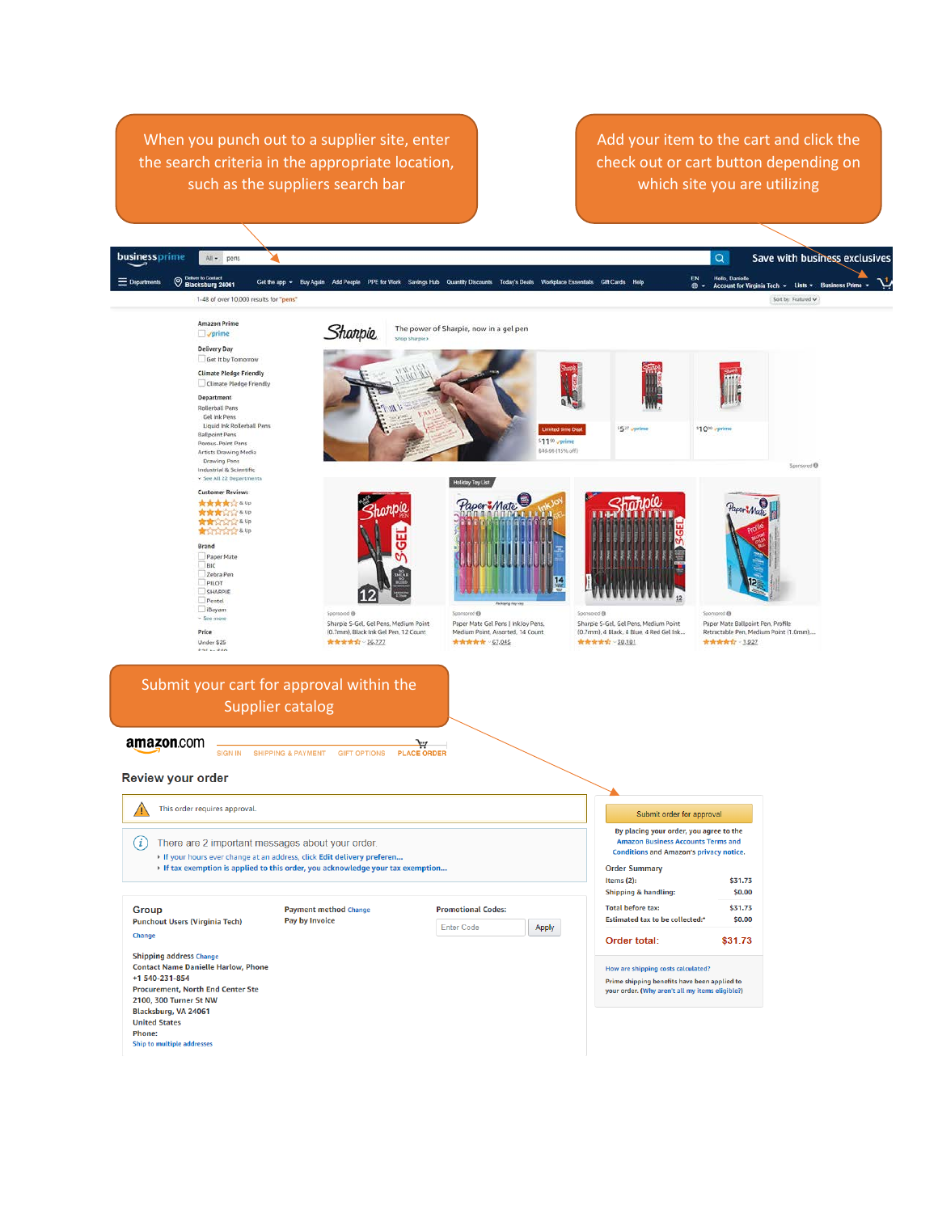When you punch out to a supplier site, enter the search criteria in the appropriate location, such as the suppliers search bar

Add your item to the cart and click the check out or cart button depending on which site you are utilizing

Submit your cart for approval within the Supplier catalog

amazon.com

SIGN IN | SHIPPING & PAYMENT | GIFT OPTIONS | PLACE ORDER

**Review your order**

This order requires approval.

There are 2 important messages about your order.

- If your hours ever change at an address, click Edit delivery preferen...
- If tax exemption is applied to this order, you acknowledge your tax exemption...

**Group**
Punchout Users (Virginia Tech)
Change

**Payment method** Change
Pay by Invoice

**Promotional Codes:**
Enter Code | Apply

**Shipping address** Change
Contact Name Danielle Harlow, Phone +1 540-231-854
Procurement, North End Center Ste 2100, 300 Turner St NW
Blacksburg, VA 24061
United States
Phone:
Ship to multiple addresses

Submit order for approval

By placing your order, you agree to the Amazon Business Accounts Terms and Conditions and Amazon's privacy notice.

**Order Summary**

| | |
|---|---|
| Items (2): | $31.73 |
| Shipping & handling: | $0.00 |
| Total before tax: | $31.73 |
| Estimated tax to be collected:* | $0.00 |
| **Order total:** | **$31.73** |

How are shipping costs calculated?

Prime shipping benefits have been applied to your order. (Why aren't all my items eligible?)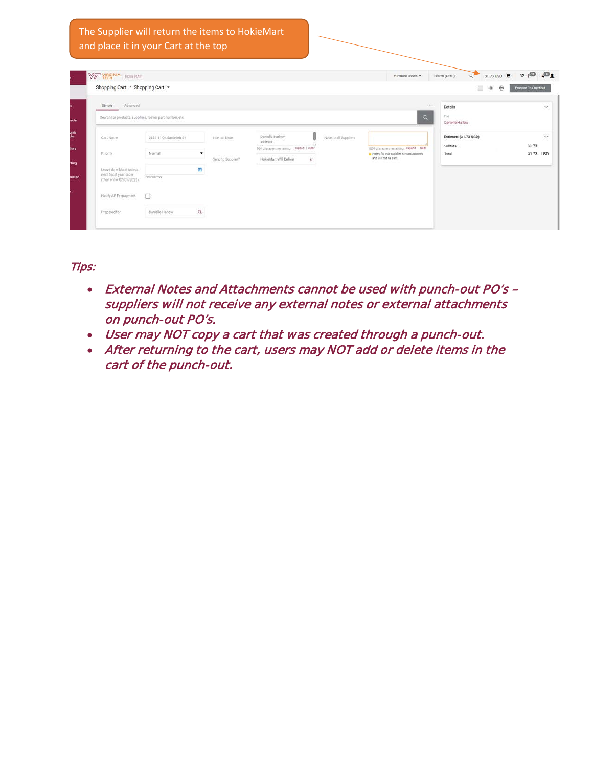The Supplier will return the items to HokieMart and place it in your Cart at the top

*Tips:*

- *External Notes and Attachments cannot be used with punch-out PO's – suppliers will not receive any external notes or external attachments on punch-out PO's.*
- *User may NOT copy a cart that was created through a punch-out.*
- *After returning to the cart, users may NOT add or delete items in the cart of the punch-out.*